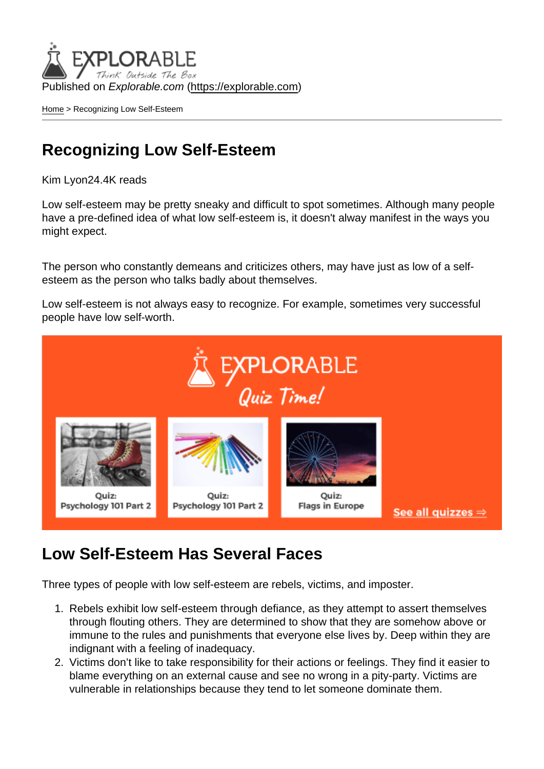Published on *Explorable.com* (https://explorable.com)

Home > Recognizing Low Self-Esteem

# Recognizing Low Self-Esteem

Kim Lyon24.4K reads

Low self-esteem may be pretty sneaky and difficult to spot sometimes. Although many people have a pre-defined idea of what low self-esteem is, it doesn't alway manifest in the ways you might expect.

The person who constantly demeans and criticizes others, may have just as low of a self-esteem as the person who talks badly about themselves.

Low self-esteem is not always easy to recognize. For example, sometimes very successful people have low self-worth.

## Low Self-Esteem Has Several Faces

Three types of people with low self-esteem are rebels, victims, and imposter.

1. Rebels exhibit low self-esteem through defiance, as they attempt to assert themselves through flouting others. They are determined to show that they are somehow above or immune to the rules and punishments that everyone else lives by. Deep within they are indignant with a feeling of inadequacy.
2. Victims don't like to take responsibility for their actions or feelings. They find it easier to blame everything on an external cause and see no wrong in a pity-party. Victims are vulnerable in relationships because they tend to let someone dominate them.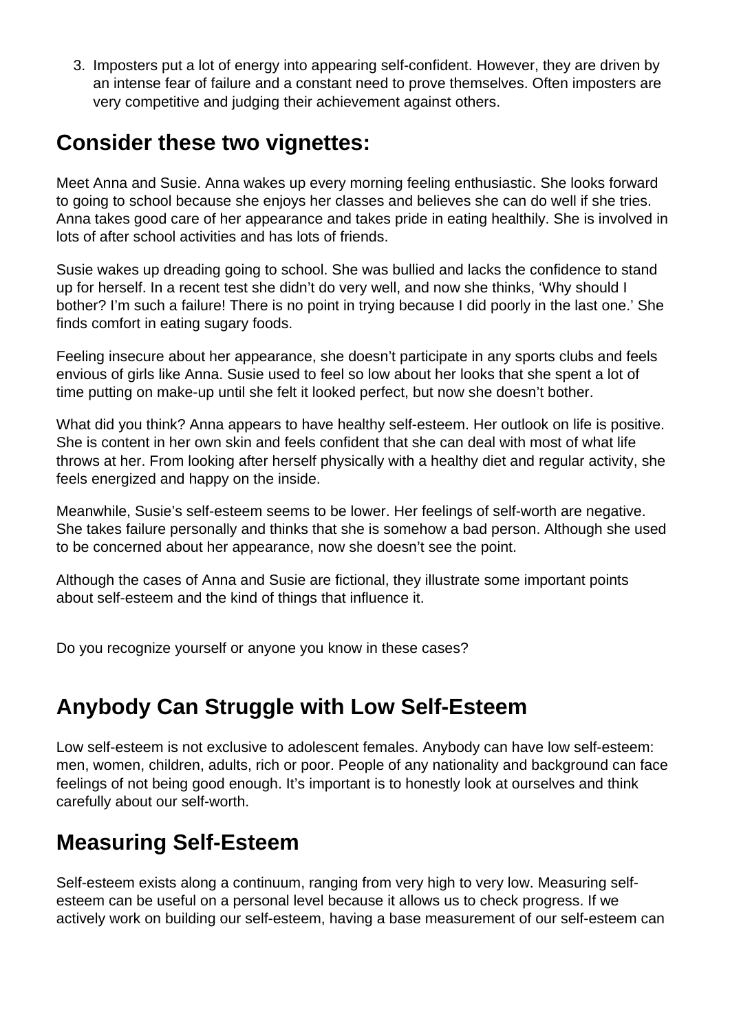3. Imposters put a lot of energy into appearing self-confident. However, they are driven by an intense fear of failure and a constant need to prove themselves. Often imposters are very competitive and judging their achievement against others.

## Consider these two vignettes:

Meet Anna and Susie. Anna wakes up every morning feeling enthusiastic. She looks forward to going to school because she enjoys her classes and believes she can do well if she tries. Anna takes good care of her appearance and takes pride in eating healthily. She is involved in lots of after school activities and has lots of friends.

Susie wakes up dreading going to school. She was bullied and lacks the confidence to stand up for herself. In a recent test she didn't do very well, and now she thinks, 'Why should I bother? I'm such a failure! There is no point in trying because I did poorly in the last one.' She finds comfort in eating sugary foods.

Feeling insecure about her appearance, she doesn't participate in any sports clubs and feels envious of girls like Anna. Susie used to feel so low about her looks that she spent a lot of time putting on make-up until she felt it looked perfect, but now she doesn't bother.

What did you think? Anna appears to have healthy self-esteem. Her outlook on life is positive. She is content in her own skin and feels confident that she can deal with most of what life throws at her. From looking after herself physically with a healthy diet and regular activity, she feels energized and happy on the inside.

Meanwhile, Susie's self-esteem seems to be lower. Her feelings of self-worth are negative. She takes failure personally and thinks that she is somehow a bad person. Although she used to be concerned about her appearance, now she doesn't see the point.

Although the cases of Anna and Susie are fictional, they illustrate some important points about self-esteem and the kind of things that influence it.

Do you recognize yourself or anyone you know in these cases?

## Anybody Can Struggle with Low Self-Esteem

Low self-esteem is not exclusive to adolescent females. Anybody can have low self-esteem: men, women, children, adults, rich or poor. People of any nationality and background can face feelings of not being good enough. It's important is to honestly look at ourselves and think carefully about our self-worth.

## Measuring Self-Esteem

Self-esteem exists along a continuum, ranging from very high to very low. Measuring self-esteem can be useful on a personal level because it allows us to check progress. If we actively work on building our self-esteem, having a base measurement of our self-esteem can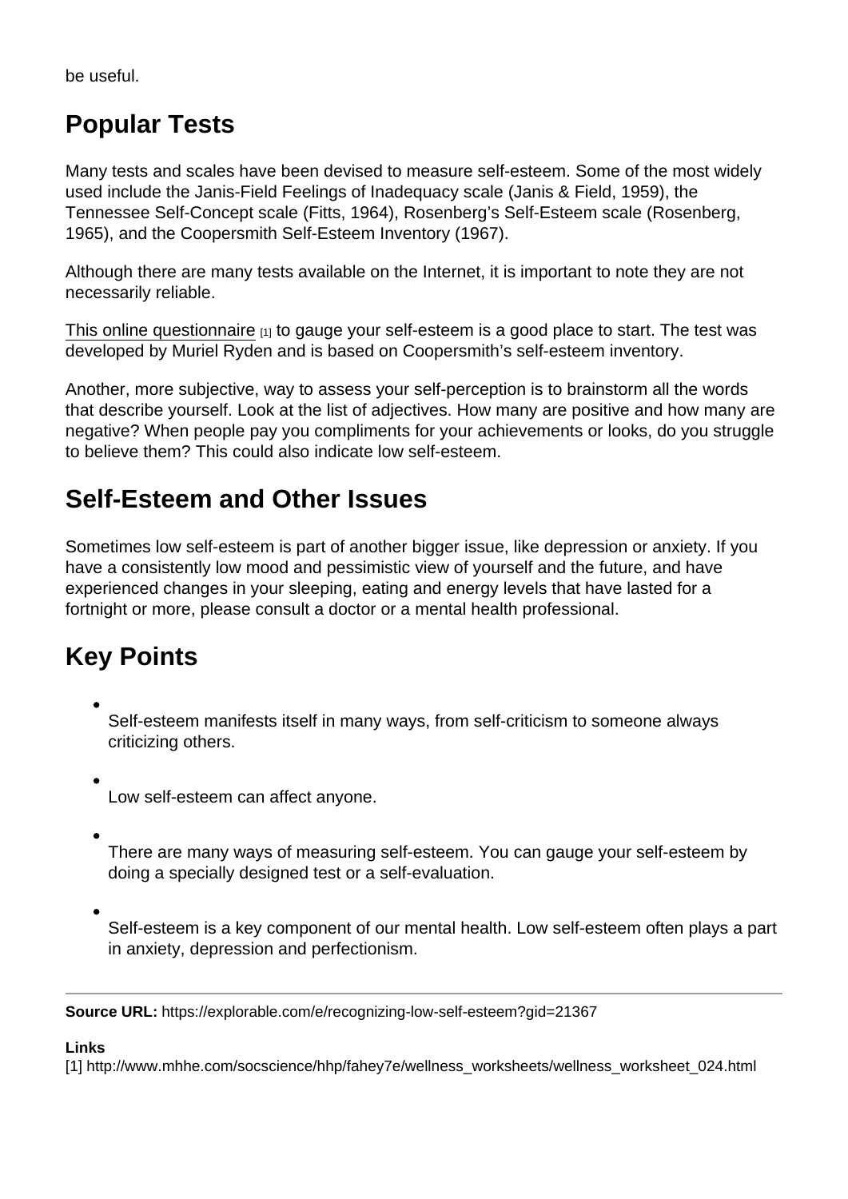be useful.

## Popular Tests

Many tests and scales have been devised to measure self-esteem. Some of the most widely used include the Janis-Field Feelings of Inadequacy scale (Janis & Field, 1959), the Tennessee Self-Concept scale (Fitts, 1964), Rosenberg's Self-Esteem scale (Rosenberg, 1965), and the Coopersmith Self-Esteem Inventory (1967).

Although there are many tests available on the Internet, it is important to note they are not necessarily reliable.

This online questionnaire [1] to gauge your self-esteem is a good place to start. The test was developed by Muriel Ryden and is based on Coopersmith's self-esteem inventory.

Another, more subjective, way to assess your self-perception is to brainstorm all the words that describe yourself. Look at the list of adjectives. How many are positive and how many are negative? When people pay you compliments for your achievements or looks, do you struggle to believe them? This could also indicate low self-esteem.

## Self-Esteem and Other Issues

Sometimes low self-esteem is part of another bigger issue, like depression or anxiety. If you have a consistently low mood and pessimistic view of yourself and the future, and have experienced changes in your sleeping, eating and energy levels that have lasted for a fortnight or more, please consult a doctor or a mental health professional.

## Key Points

- Self-esteem manifests itself in many ways, from self-criticism to someone always criticizing others.
- Low self-esteem can affect anyone.
- There are many ways of measuring self-esteem. You can gauge your self-esteem by doing a specially designed test or a self-evaluation.
- Self-esteem is a key component of our mental health. Low self-esteem often plays a part in anxiety, depression and perfectionism.

---

**Source URL:** https://explorable.com/e/recognizing-low-self-esteem?gid=21367

**Links**
[1] http://www.mhhe.com/socscience/hhp/fahey7e/wellness_worksheets/wellness_worksheet_024.html